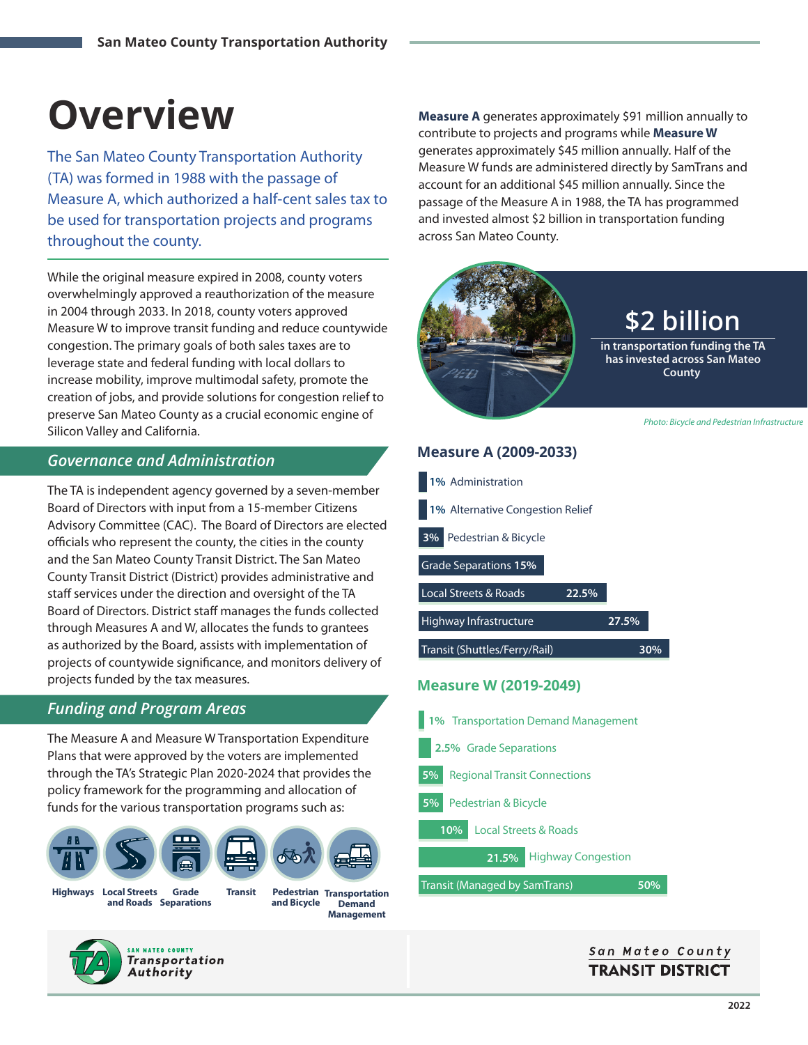# Overview

The San Mateo County Transportation Authority (TA) was formed in 1988 with the passage of Measure A, which authorized a half-cent sales tax to be used for transportation projects and programs throughout the county.

While the original measure expired in 2008, county voters overwhelmingly approved a reauthorization of the measure in 2004 through 2033. In 2018, county voters approved Measure W to improve transit funding and reduce countywide congestion. The primary goals of both sales taxes are to leverage state and federal funding with local dollars to increase mobility, improve multimodal safety, promote the creation of jobs, and provide solutions for congestion relief to preserve San Mateo County as a crucial economic engine of Silicon Valley and California.

## *Governance and Administration*

The TA is independent agency governed by a seven-member Board of Directors with input from a 15-member Citizens Advisory Committee (CAC). The Board of Directors are elected officials who represent the county, the cities in the county and the San Mateo County Transit District. The San Mateo County Transit District (District) provides administrative and staff services under the direction and oversight of the TA Board of Directors. District staff manages the funds collected through Measures A and W, allocates the funds to grantees as authorized by the Board, assists with implementation of projects of countywide significance, and monitors delivery of projects funded by the tax measures.

## *Funding and Program Areas*

The Measure A and Measure W Transportation Expenditure Plans that were approved by the voters are implemented through the TA's Strategic Plan 2020-2024 that provides the policy framework for the programming and allocation of funds for the various transportation programs such as:

- Highways
- Local Streets and Roads
- Grade Separations
- Transit
- Pedestrian and Bicycle
- Transportation Demand Management

**Measure A** generates approximately $91 million annually to contribute to projects and programs while **Measure W** generates approximately $45 million annually. Half of the Measure W funds are administered directly by SamTrans and account for an additional $45 million annually. Since the passage of the Measure A in 1988, the TA has programmed and invested almost $2 billion in transportation funding across San Mateo County.

**$2 billion** in transportation funding the TA has invested across San Mateo County

*Photo: Bicycle and Pedestrian Infrastructure*

### Measure A (2009-2033)

| Program | Share |
|---|---|
| Administration | 1% |
| Alternative Congestion Relief | 1% |
| Pedestrian & Bicycle | 3% |
| Grade Separations | 15% |
| Local Streets & Roads | 22.5% |
| Highway Infrastructure | 27.5% |
| Transit (Shuttles/Ferry/Rail) | 30% |

### Measure W (2019-2049)

| Program | Share |
|---|---|
| Transportation Demand Management | 1% |
| Grade Separations | 2.5% |
| Regional Transit Connections | 5% |
| Pedestrian & Bicycle | 5% |
| Local Streets & Roads | 10% |
| Highway Congestion | 21.5% |
| Transit (Managed by SamTrans) | 50% |

San Mateo County Transportation Authority

San Mateo County TRANSIT DISTRICT

2022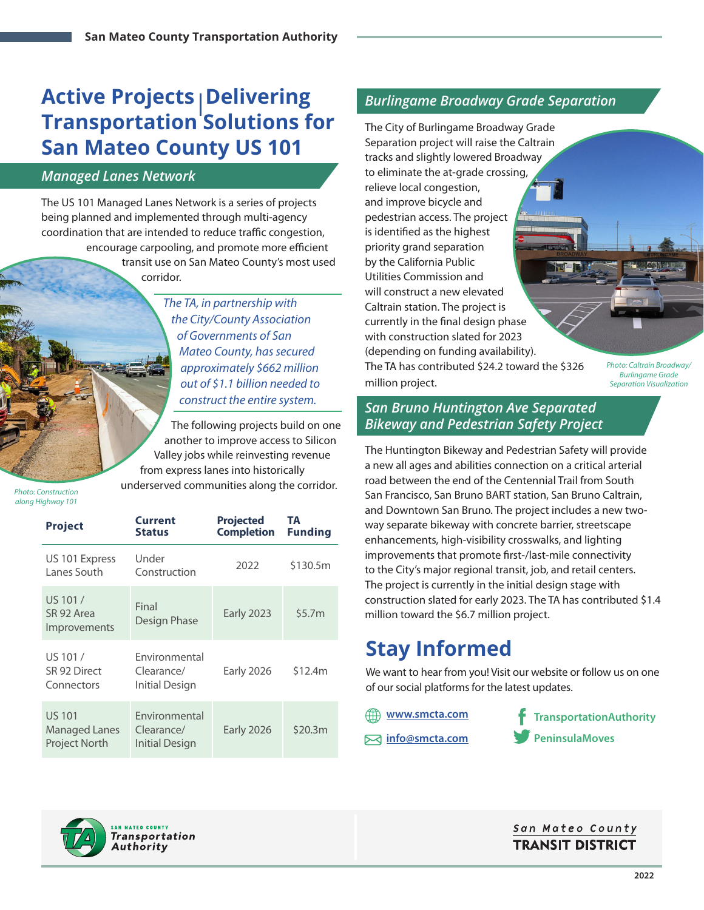# Active Projects | Delivering Transportation Solutions for San Mateo County US 101

## Managed Lanes Network

The US 101 Managed Lanes Network is a series of projects being planned and implemented through multi-agency coordination that are intended to reduce traffic congestion, encourage carpooling, and promote more efficient transit use on San Mateo County's most used corridor.

*The TA, in partnership with the City/County Association of Governments of San Mateo County, has secured approximately $662 million out of $1.1 billion needed to construct the entire system.*

The following projects build on one another to improve access to Silicon Valley jobs while reinvesting revenue from express lanes into historically underserved communities along the corridor.

*Photo: Construction along Highway 101*

| Project | Current Status | Projected Completion | TA Funding |
|---|---|---|---|
| US 101 Express Lanes South | Under Construction | 2022 | $130.5m |
| US 101 / SR 92 Area Improvements | Final Design Phase | Early 2023 | $5.7m |
| US 101 / SR 92 Direct Connectors | Environmental Clearance/ Initial Design | Early 2026 | $12.4m |
| US 101 Managed Lanes Project North | Environmental Clearance/ Initial Design | Early 2026 | $20.3m |

## Burlingame Broadway Grade Separation

The City of Burlingame Broadway Grade Separation project will raise the Caltrain tracks and slightly lowered Broadway to eliminate the at-grade crossing, relieve local congestion, and improve bicycle and pedestrian access. The project is identified as the highest priority grand separation by the California Public Utilities Commission and will construct a new elevated Caltrain station. The project is currently in the final design phase with construction slated for 2023 (depending on funding availability). The TA has contributed $24.2 toward the $326 million project.

*Photo: Caltrain Broadway/ Burlingame Grade Separation Visualization*

## San Bruno Huntington Ave Separated Bikeway and Pedestrian Safety Project

The Huntington Bikeway and Pedestrian Safety will provide a new all ages and abilities connection on a critical arterial road between the end of the Centennial Trail from South San Francisco, San Bruno BART station, San Bruno Caltrain, and Downtown San Bruno. The project includes a new two-way separate bikeway with concrete barrier, streetscape enhancements, high-visibility crosswalks, and lighting improvements that promote first-/last-mile connectivity to the City's major regional transit, job, and retail centers. The project is currently in the initial design stage with construction slated for early 2023. The TA has contributed $1.4 million toward the $6.7 million project.

# Stay Informed

We want to hear from you! Visit our website or follow us on one of our social platforms for the latest updates.

- www.smcta.com
- info@smcta.com
- TransportationAuthority
- PeninsulaMoves

San Mateo County Transportation Authority

San Mateo County TRANSIT DISTRICT

2022